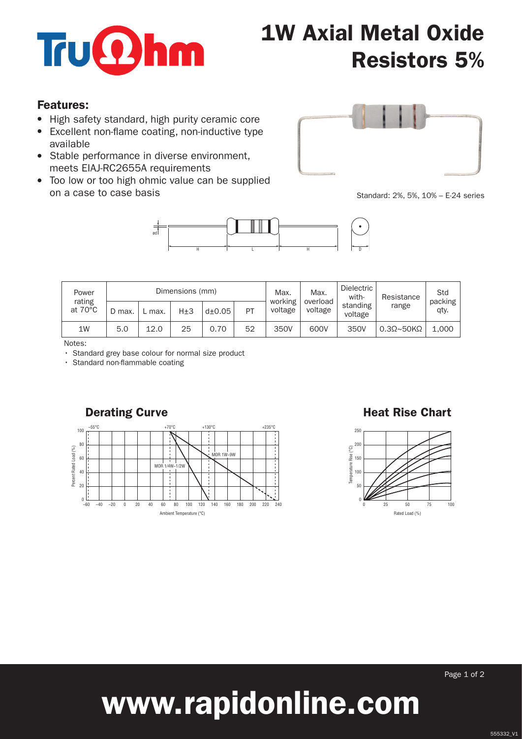# 1W Axial Metal Oxide Resistors 5%

## Features:

- High safety standard, high purity ceramic core
- Excellent non-flame coating, non-inductive type available
- Stable performance in diverse environment, meets EIAJ-RC2655A requirements
- Too low or too high ohmic value can be supplied on a case to case basis

Standard: 2%, 5%, 10% – E-24 series

| Power rating at 70°C | Dimensions (mm) | | | | | Max. working voltage | Max. overload voltage | Dielectric with-standing voltage | Resistance range | Std packing qty. |
|---|---|---|---|---|---|---|---|---|---|---|
| | D max. | L max. | H±3 | d±0.05 | PT | | | | | |
| 1W | 5.0 | 12.0 | 25 | 0.70 | 52 | 350V | 600V | 350V | 0.3Ω~50KΩ | 1,000 |

Notes:

- Standard grey base colour for normal size product
- Standard non-flammable coating

## Derating Curve

## Heat Rise Chart

www.rapidonline.com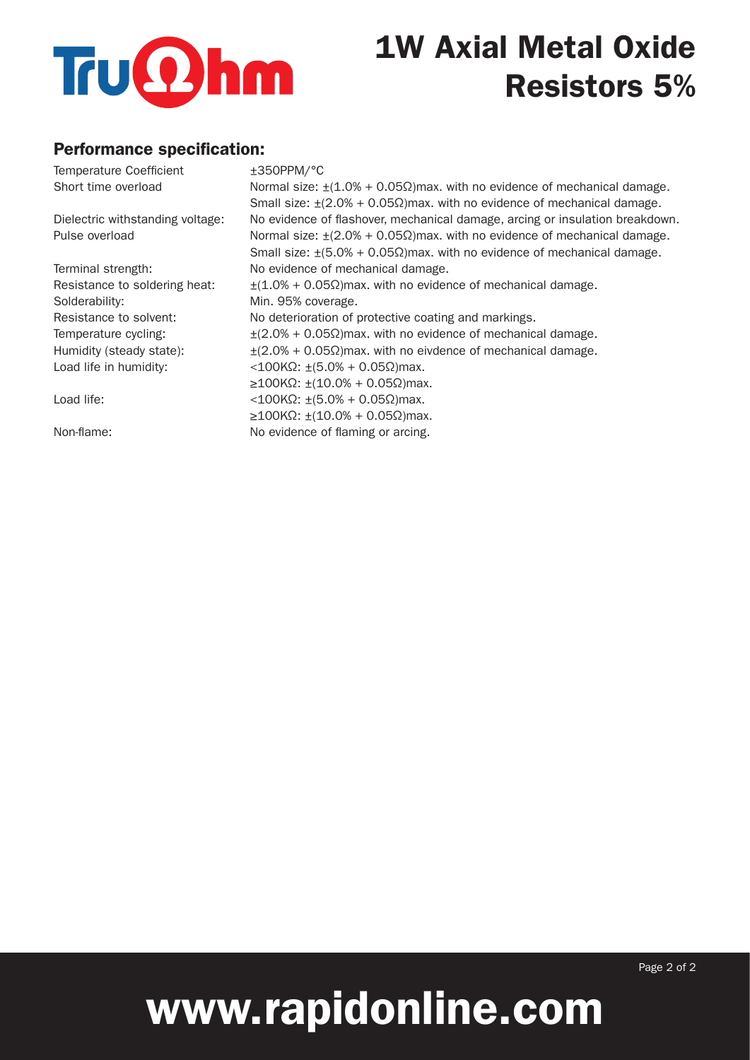# 1W Axial Metal Oxide Resistors 5%

## Performance specification:

| | |
|---|---|
| Temperature Coefficient | ±350PPM/°C |
| Short time overload | Normal size: ±(1.0% + 0.05Ω)max. with no evidence of mechanical damage.<br>Small size: ±(2.0% + 0.05Ω)max. with no evidence of mechanical damage. |
| Dielectric withstanding voltage: | No evidence of flashover, mechanical damage, arcing or insulation breakdown. |
| Pulse overload | Normal size: ±(2.0% + 0.05Ω)max. with no evidence of mechanical damage.<br>Small size: ±(5.0% + 0.05Ω)max. with no evidence of mechanical damage. |
| Terminal strength: | No evidence of mechanical damage. |
| Resistance to soldering heat: | ±(1.0% + 0.05Ω)max. with no evidence of mechanical damage. |
| Solderability: | Min. 95% coverage. |
| Resistance to solvent: | No deterioration of protective coating and markings. |
| Temperature cycling: | ±(2.0% + 0.05Ω)max. with no evidence of mechanical damage. |
| Humidity (steady state): | ±(2.0% + 0.05Ω)max. with no eivdence of mechanical damage. |
| Load life in humidity: | <100KΩ: ±(5.0% + 0.05Ω)max.<br>≥100KΩ: ±(10.0% + 0.05Ω)max. |
| Load life: | <100KΩ: ±(5.0% + 0.05Ω)max.<br>≥100KΩ: ±(10.0% + 0.05Ω)max. |
| Non-flame: | No evidence of flaming or arcing. |

www.rapidonline.com